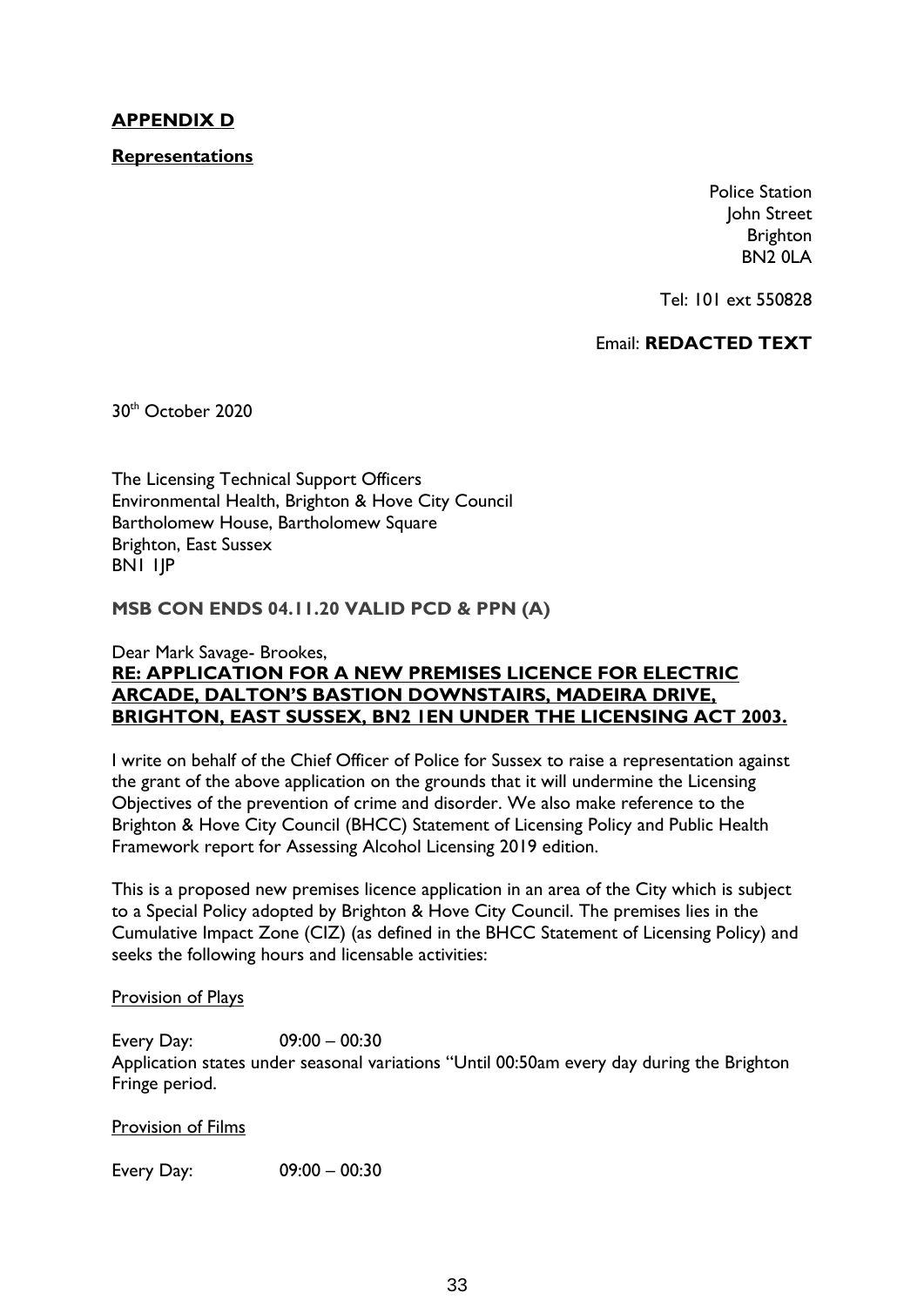**APPENDIX D**

**Representations**

Police Station
John Street
Brighton
BN2 0LA

Tel: 101 ext 550828

Email: **REDACTED TEXT**

30th October 2020

The Licensing Technical Support Officers
Environmental Health, Brighton & Hove City Council
Bartholomew House, Bartholomew Square
Brighton, East Sussex
BN1 1JP

**MSB CON ENDS 04.11.20 VALID PCD & PPN (A)**

Dear Mark Savage- Brookes,

**RE: APPLICATION FOR A NEW PREMISES LICENCE FOR ELECTRIC ARCADE, DALTON'S BASTION DOWNSTAIRS, MADEIRA DRIVE, BRIGHTON, EAST SUSSEX, BN2 1EN UNDER THE LICENSING ACT 2003.**

I write on behalf of the Chief Officer of Police for Sussex to raise a representation against the grant of the above application on the grounds that it will undermine the Licensing Objectives of the prevention of crime and disorder. We also make reference to the Brighton & Hove City Council (BHCC) Statement of Licensing Policy and Public Health Framework report for Assessing Alcohol Licensing 2019 edition.

This is a proposed new premises licence application in an area of the City which is subject to a Special Policy adopted by Brighton & Hove City Council. The premises lies in the Cumulative Impact Zone (CIZ) (as defined in the BHCC Statement of Licensing Policy) and seeks the following hours and licensable activities:

Provision of Plays

Every Day: 09:00 – 00:30
Application states under seasonal variations "Until 00:50am every day during the Brighton Fringe period.

Provision of Films

Every Day: 09:00 – 00:30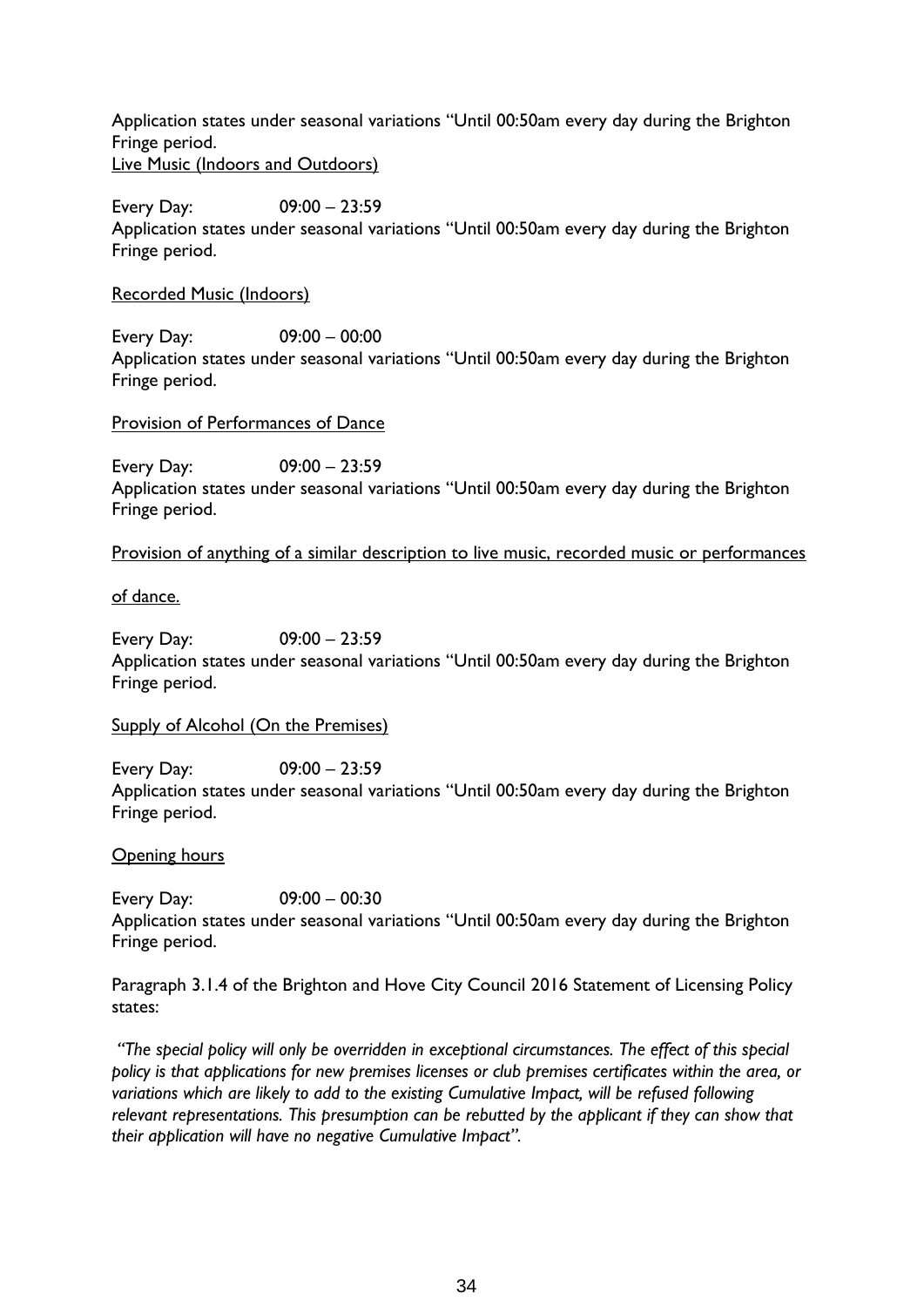Application states under seasonal variations "Until 00:50am every day during the Brighton Fringe period.

Live Music (Indoors and Outdoors)

Every Day: 09:00 – 23:59

Application states under seasonal variations "Until 00:50am every day during the Brighton Fringe period.

Recorded Music (Indoors)

Every Day: 09:00 – 00:00

Application states under seasonal variations "Until 00:50am every day during the Brighton Fringe period.

Provision of Performances of Dance

Every Day: 09:00 – 23:59

Application states under seasonal variations "Until 00:50am every day during the Brighton Fringe period.

Provision of anything of a similar description to live music, recorded music or performances of dance.

Every Day: 09:00 – 23:59

Application states under seasonal variations "Until 00:50am every day during the Brighton Fringe period.

Supply of Alcohol (On the Premises)

Every Day: 09:00 – 23:59

Application states under seasonal variations "Until 00:50am every day during the Brighton Fringe period.

Opening hours

Every Day: 09:00 – 00:30

Application states under seasonal variations "Until 00:50am every day during the Brighton Fringe period.

Paragraph 3.1.4 of the Brighton and Hove City Council 2016 Statement of Licensing Policy states:

*"The special policy will only be overridden in exceptional circumstances. The effect of this special policy is that applications for new premises licenses or club premises certificates within the area, or variations which are likely to add to the existing Cumulative Impact, will be refused following relevant representations. This presumption can be rebutted by the applicant if they can show that their application will have no negative Cumulative Impact".*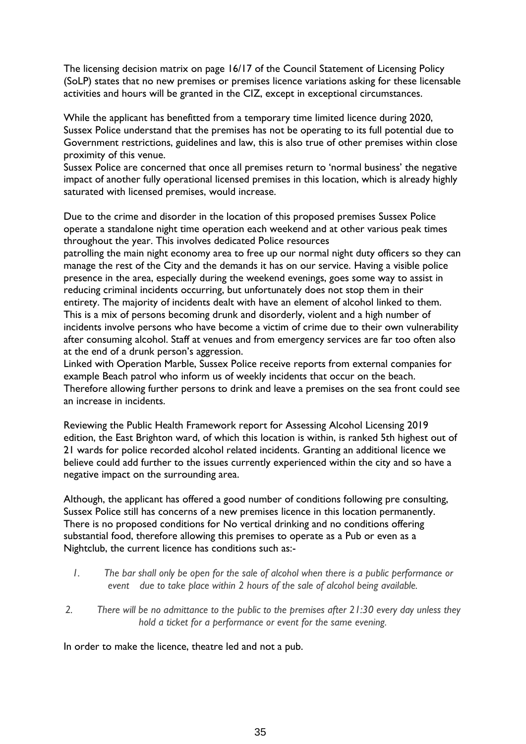The licensing decision matrix on page 16/17 of the Council Statement of Licensing Policy (SoLP) states that no new premises or premises licence variations asking for these licensable activities and hours will be granted in the CIZ, except in exceptional circumstances.

While the applicant has benefitted from a temporary time limited licence during 2020, Sussex Police understand that the premises has not be operating to its full potential due to Government restrictions, guidelines and law, this is also true of other premises within close proximity of this venue.
Sussex Police are concerned that once all premises return to 'normal business' the negative impact of another fully operational licensed premises in this location, which is already highly saturated with licensed premises, would increase.

Due to the crime and disorder in the location of this proposed premises Sussex Police operate a standalone night time operation each weekend and at other various peak times throughout the year. This involves dedicated Police resources
patrolling the main night economy area to free up our normal night duty officers so they can manage the rest of the City and the demands it has on our service. Having a visible police presence in the area, especially during the weekend evenings, goes some way to assist in reducing criminal incidents occurring, but unfortunately does not stop them in their entirety. The majority of incidents dealt with have an element of alcohol linked to them. This is a mix of persons becoming drunk and disorderly, violent and a high number of incidents involve persons who have become a victim of crime due to their own vulnerability after consuming alcohol. Staff at venues and from emergency services are far too often also at the end of a drunk person's aggression.
Linked with Operation Marble, Sussex Police receive reports from external companies for example Beach patrol who inform us of weekly incidents that occur on the beach. Therefore allowing further persons to drink and leave a premises on the sea front could see an increase in incidents.

Reviewing the Public Health Framework report for Assessing Alcohol Licensing 2019 edition, the East Brighton ward, of which this location is within, is ranked 5th highest out of 21 wards for police recorded alcohol related incidents. Granting an additional licence we believe could add further to the issues currently experienced within the city and so have a negative impact on the surrounding area.

Although, the applicant has offered a good number of conditions following pre consulting, Sussex Police still has concerns of a new premises licence in this location permanently. There is no proposed conditions for No vertical drinking and no conditions offering substantial food, therefore allowing this premises to operate as a Pub or even as a Nightclub, the current licence has conditions such as:-

1. *The bar shall only be open for the sale of alcohol when there is a public performance or event due to take place within 2 hours of the sale of alcohol being available.*

2. *There will be no admittance to the public to the premises after 21:30 every day unless they hold a ticket for a performance or event for the same evening.*

In order to make the licence, theatre led and not a pub.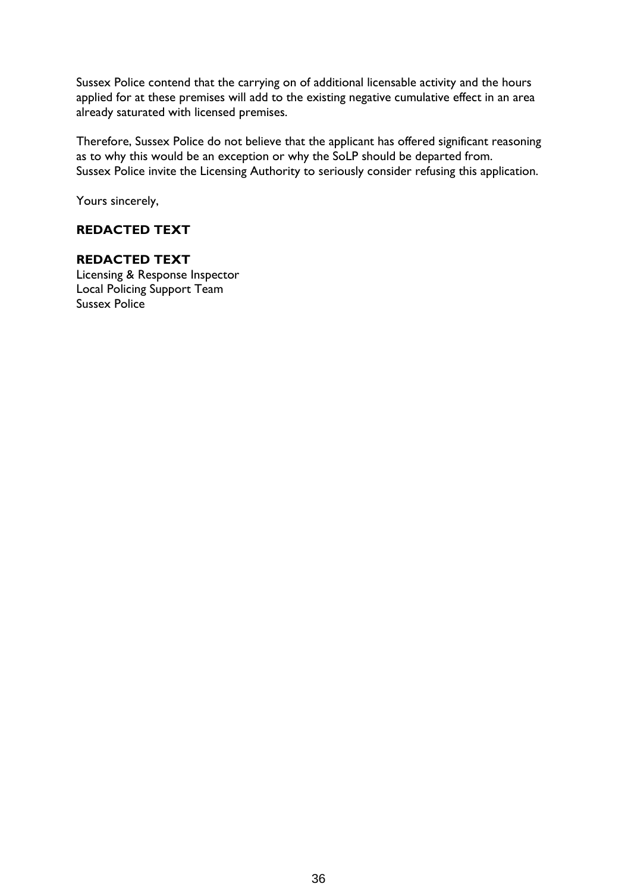Sussex Police contend that the carrying on of additional licensable activity and the hours applied for at these premises will add to the existing negative cumulative effect in an area already saturated with licensed premises.

Therefore, Sussex Police do not believe that the applicant has offered significant reasoning as to why this would be an exception or why the SoLP should be departed from.
Sussex Police invite the Licensing Authority to seriously consider refusing this application.

Yours sincerely,

**REDACTED TEXT**

**REDACTED TEXT**
Licensing & Response Inspector
Local Policing Support Team
Sussex Police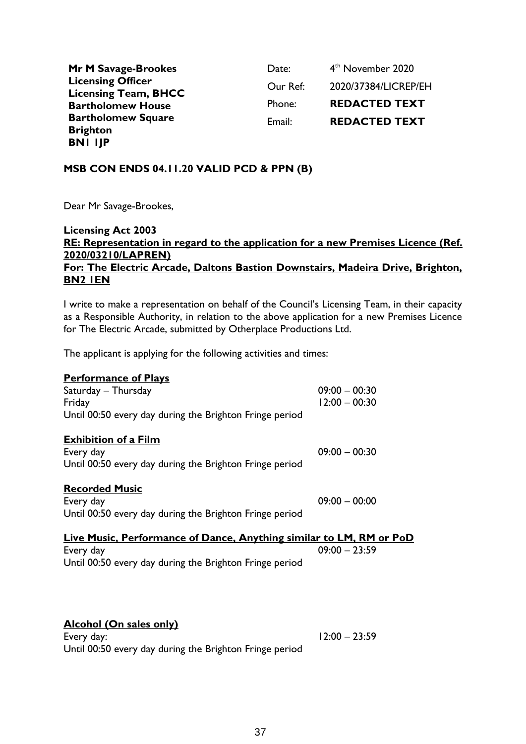**Mr M Savage-Brookes**
**Licensing Officer**
**Licensing Team, BHCC**
**Bartholomew House**
**Bartholomew Square**
**Brighton**
**BN1 1JP**

| | |
|---|---|
| Date: | 4th November 2020 |
| Our Ref: | 2020/37384/LICREP/EH |
| Phone: | **REDACTED TEXT** |
| Email: | **REDACTED TEXT** |

**MSB CON ENDS 04.11.20 VALID PCD & PPN (B)**

Dear Mr Savage-Brookes,

**Licensing Act 2003**
**<u>RE: Representation in regard to the application for a new Premises Licence (Ref. 2020/03210/LAPREN)</u>**
**<u>For: The Electric Arcade, Daltons Bastion Downstairs, Madeira Drive, Brighton, BN2 1EN</u>**

I write to make a representation on behalf of the Council's Licensing Team, in their capacity as a Responsible Authority, in relation to the above application for a new Premises Licence for The Electric Arcade, submitted by Otherplace Productions Ltd.

The applicant is applying for the following activities and times:

**<u>Performance of Plays</u>**
Saturday – Thursday 09:00 – 00:30
Friday 12:00 – 00:30
Until 00:50 every day during the Brighton Fringe period

**<u>Exhibition of a Film</u>**
Every day 09:00 – 00:30
Until 00:50 every day during the Brighton Fringe period

**<u>Recorded Music</u>**
Every day 09:00 – 00:00
Until 00:50 every day during the Brighton Fringe period

**<u>Live Music, Performance of Dance, Anything similar to LM, RM or PoD</u>**
Every day 09:00 – 23:59
Until 00:50 every day during the Brighton Fringe period

**<u>Alcohol (On sales only)</u>**
Every day: 12:00 – 23:59
Until 00:50 every day during the Brighton Fringe period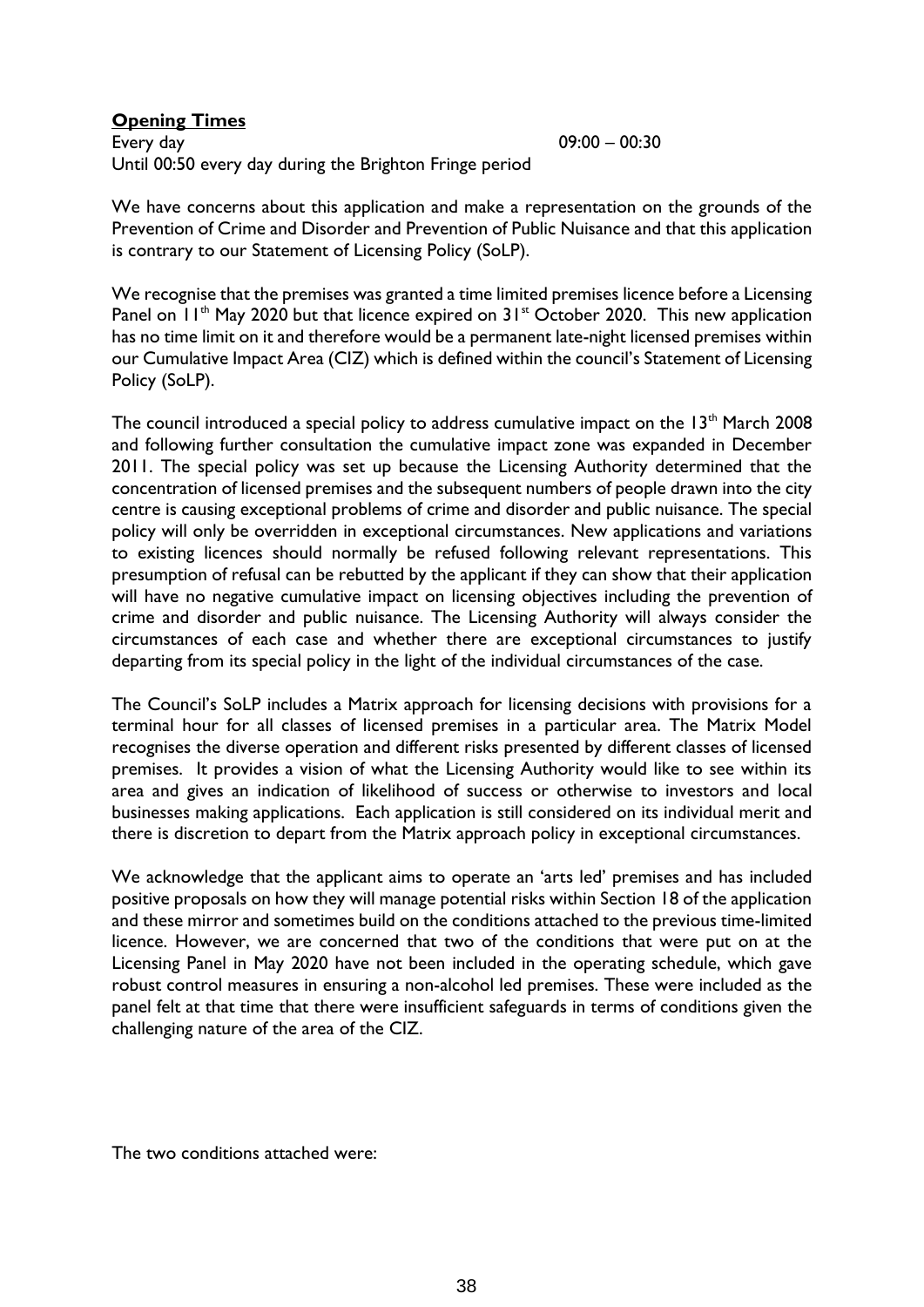**Opening Times**

Every day 09:00 – 00:30

Until 00:50 every day during the Brighton Fringe period

We have concerns about this application and make a representation on the grounds of the Prevention of Crime and Disorder and Prevention of Public Nuisance and that this application is contrary to our Statement of Licensing Policy (SoLP).

We recognise that the premises was granted a time limited premises licence before a Licensing Panel on 11th May 2020 but that licence expired on 31st October 2020. This new application has no time limit on it and therefore would be a permanent late-night licensed premises within our Cumulative Impact Area (CIZ) which is defined within the council's Statement of Licensing Policy (SoLP).

The council introduced a special policy to address cumulative impact on the 13th March 2008 and following further consultation the cumulative impact zone was expanded in December 2011. The special policy was set up because the Licensing Authority determined that the concentration of licensed premises and the subsequent numbers of people drawn into the city centre is causing exceptional problems of crime and disorder and public nuisance. The special policy will only be overridden in exceptional circumstances. New applications and variations to existing licences should normally be refused following relevant representations. This presumption of refusal can be rebutted by the applicant if they can show that their application will have no negative cumulative impact on licensing objectives including the prevention of crime and disorder and public nuisance. The Licensing Authority will always consider the circumstances of each case and whether there are exceptional circumstances to justify departing from its special policy in the light of the individual circumstances of the case.

The Council's SoLP includes a Matrix approach for licensing decisions with provisions for a terminal hour for all classes of licensed premises in a particular area. The Matrix Model recognises the diverse operation and different risks presented by different classes of licensed premises. It provides a vision of what the Licensing Authority would like to see within its area and gives an indication of likelihood of success or otherwise to investors and local businesses making applications. Each application is still considered on its individual merit and there is discretion to depart from the Matrix approach policy in exceptional circumstances.

We acknowledge that the applicant aims to operate an 'arts led' premises and has included positive proposals on how they will manage potential risks within Section 18 of the application and these mirror and sometimes build on the conditions attached to the previous time-limited licence. However, we are concerned that two of the conditions that were put on at the Licensing Panel in May 2020 have not been included in the operating schedule, which gave robust control measures in ensuring a non-alcohol led premises. These were included as the panel felt at that time that there were insufficient safeguards in terms of conditions given the challenging nature of the area of the CIZ.

The two conditions attached were: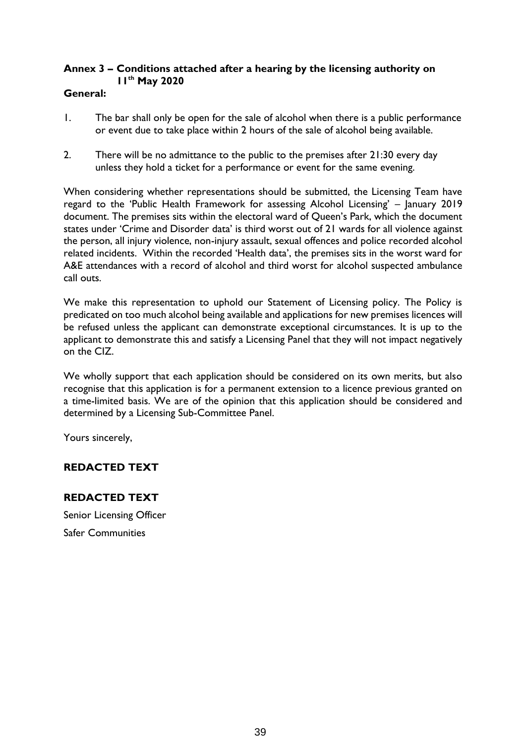**Annex 3 – Conditions attached after a hearing by the licensing authority on 11th May 2020**

**General:**

1. The bar shall only be open for the sale of alcohol when there is a public performance or event due to take place within 2 hours of the sale of alcohol being available.

2. There will be no admittance to the public to the premises after 21:30 every day unless they hold a ticket for a performance or event for the same evening.

When considering whether representations should be submitted, the Licensing Team have regard to the 'Public Health Framework for assessing Alcohol Licensing' – January 2019 document. The premises sits within the electoral ward of Queen's Park, which the document states under 'Crime and Disorder data' is third worst out of 21 wards for all violence against the person, all injury violence, non-injury assault, sexual offences and police recorded alcohol related incidents. Within the recorded 'Health data', the premises sits in the worst ward for A&E attendances with a record of alcohol and third worst for alcohol suspected ambulance call outs.

We make this representation to uphold our Statement of Licensing policy. The Policy is predicated on too much alcohol being available and applications for new premises licences will be refused unless the applicant can demonstrate exceptional circumstances. It is up to the applicant to demonstrate this and satisfy a Licensing Panel that they will not impact negatively on the CIZ.

We wholly support that each application should be considered on its own merits, but also recognise that this application is for a permanent extension to a licence previous granted on a time-limited basis. We are of the opinion that this application should be considered and determined by a Licensing Sub-Committee Panel.

Yours sincerely,

**REDACTED TEXT**

**REDACTED TEXT**

Senior Licensing Officer

Safer Communities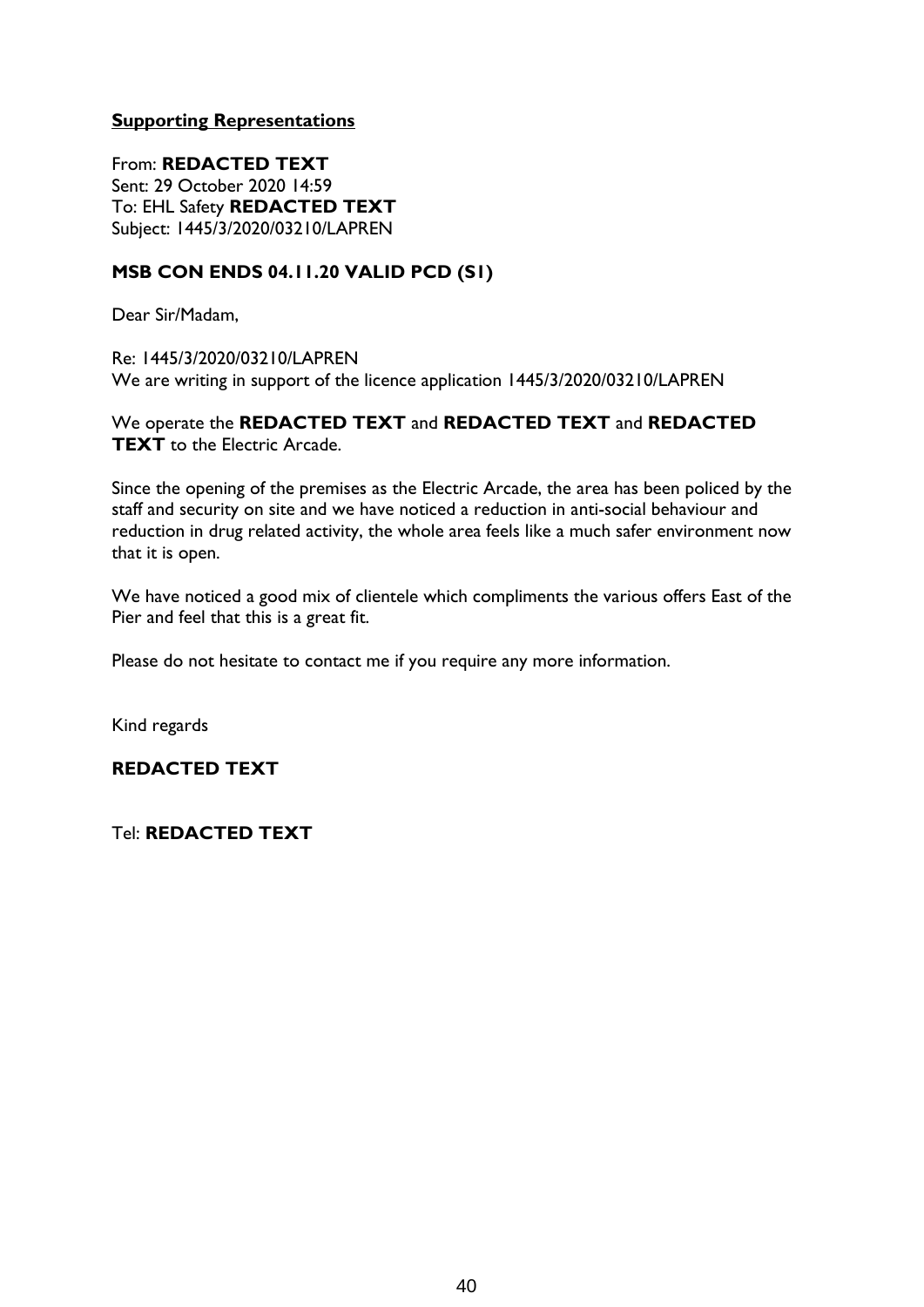**Supporting Representations**

From: **REDACTED TEXT**
Sent: 29 October 2020 14:59
To: EHL Safety **REDACTED TEXT**
Subject: 1445/3/2020/03210/LAPREN

**MSB CON ENDS 04.11.20 VALID PCD (S1)**

Dear Sir/Madam,

Re: 1445/3/2020/03210/LAPREN
We are writing in support of the licence application 1445/3/2020/03210/LAPREN

We operate the **REDACTED TEXT** and **REDACTED TEXT** and **REDACTED TEXT** to the Electric Arcade.

Since the opening of the premises as the Electric Arcade, the area has been policed by the staff and security on site and we have noticed a reduction in anti-social behaviour and reduction in drug related activity, the whole area feels like a much safer environment now that it is open.

We have noticed a good mix of clientele which compliments the various offers East of the Pier and feel that this is a great fit.

Please do not hesitate to contact me if you require any more information.

Kind regards

**REDACTED TEXT**

Tel: **REDACTED TEXT**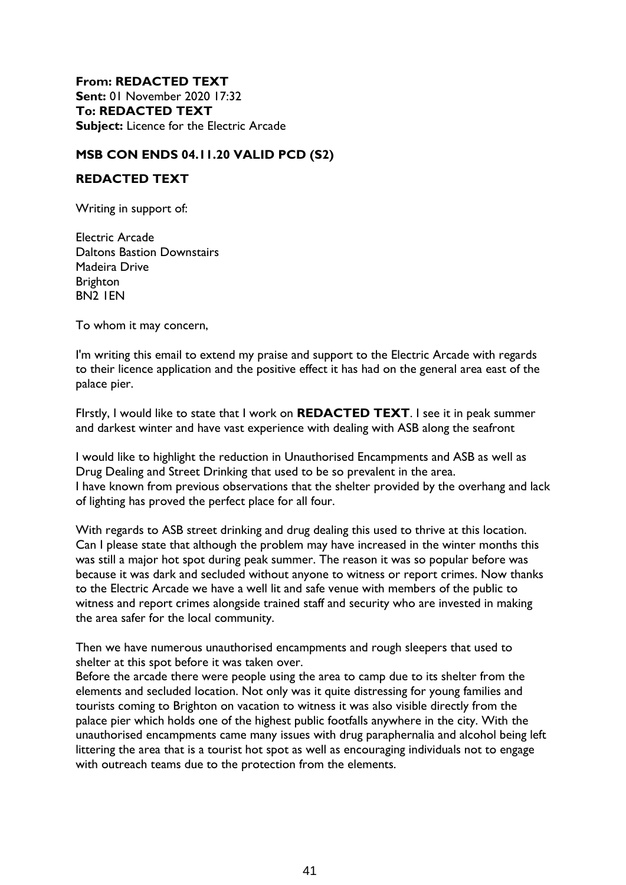**From: REDACTED TEXT**
**Sent:** 01 November 2020 17:32
**To: REDACTED TEXT**
**Subject:** Licence for the Electric Arcade

**MSB CON ENDS 04.11.20 VALID PCD (S2)**

**REDACTED TEXT**

Writing in support of:

Electric Arcade
Daltons Bastion Downstairs
Madeira Drive
Brighton
BN2 1EN

To whom it may concern,

I'm writing this email to extend my praise and support to the Electric Arcade with regards to their licence application and the positive effect it has had on the general area east of the palace pier.

FIrstly, I would like to state that I work on **REDACTED TEXT**. I see it in peak summer and darkest winter and have vast experience with dealing with ASB along the seafront

I would like to highlight the reduction in Unauthorised Encampments and ASB as well as Drug Dealing and Street Drinking that used to be so prevalent in the area.
I have known from previous observations that the shelter provided by the overhang and lack of lighting has proved the perfect place for all four.

With regards to ASB street drinking and drug dealing this used to thrive at this location. Can I please state that although the problem may have increased in the winter months this was still a major hot spot during peak summer. The reason it was so popular before was because it was dark and secluded without anyone to witness or report crimes. Now thanks to the Electric Arcade we have a well lit and safe venue with members of the public to witness and report crimes alongside trained staff and security who are invested in making the area safer for the local community.

Then we have numerous unauthorised encampments and rough sleepers that used to shelter at this spot before it was taken over.
Before the arcade there were people using the area to camp due to its shelter from the elements and secluded location. Not only was it quite distressing for young families and tourists coming to Brighton on vacation to witness it was also visible directly from the palace pier which holds one of the highest public footfalls anywhere in the city. With the unauthorised encampments came many issues with drug paraphernalia and alcohol being left littering the area that is a tourist hot spot as well as encouraging individuals not to engage with outreach teams due to the protection from the elements.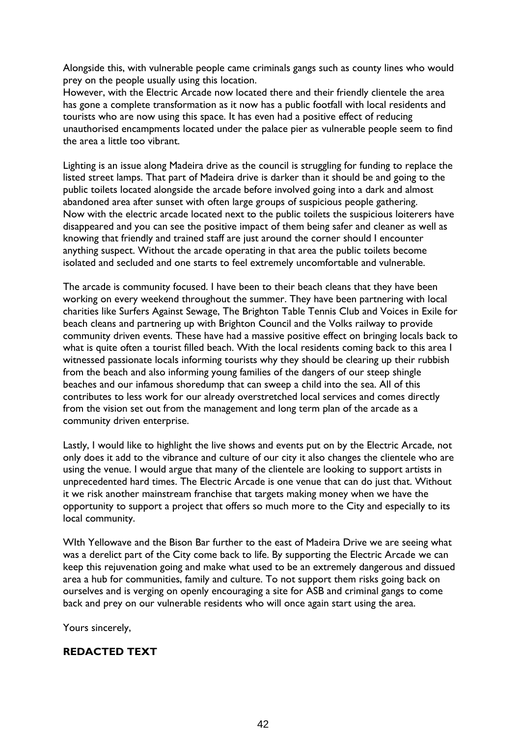Alongside this, with vulnerable people came criminals gangs such as county lines who would prey on the people usually using this location.
However, with the Electric Arcade now located there and their friendly clientele the area has gone a complete transformation as it now has a public footfall with local residents and tourists who are now using this space. It has even had a positive effect of reducing unauthorised encampments located under the palace pier as vulnerable people seem to find the area a little too vibrant.

Lighting is an issue along Madeira drive as the council is struggling for funding to replace the listed street lamps. That part of Madeira drive is darker than it should be and going to the public toilets located alongside the arcade before involved going into a dark and almost abandoned area after sunset with often large groups of suspicious people gathering.
Now with the electric arcade located next to the public toilets the suspicious loiterers have disappeared and you can see the positive impact of them being safer and cleaner as well as knowing that friendly and trained staff are just around the corner should I encounter anything suspect. Without the arcade operating in that area the public toilets become isolated and secluded and one starts to feel extremely uncomfortable and vulnerable.

The arcade is community focused. I have been to their beach cleans that they have been working on every weekend throughout the summer. They have been partnering with local charities like Surfers Against Sewage, The Brighton Table Tennis Club and Voices in Exile for beach cleans and partnering up with Brighton Council and the Volks railway to provide community driven events. These have had a massive positive effect on bringing locals back to what is quite often a tourist filled beach. With the local residents coming back to this area I witnessed passionate locals informing tourists why they should be clearing up their rubbish from the beach and also informing young families of the dangers of our steep shingle beaches and our infamous shoredump that can sweep a child into the sea. All of this contributes to less work for our already overstretched local services and comes directly from the vision set out from the management and long term plan of the arcade as a community driven enterprise.

Lastly, I would like to highlight the live shows and events put on by the Electric Arcade, not only does it add to the vibrance and culture of our city it also changes the clientele who are using the venue. I would argue that many of the clientele are looking to support artists in unprecedented hard times. The Electric Arcade is one venue that can do just that. Without it we risk another mainstream franchise that targets making money when we have the opportunity to support a project that offers so much more to the City and especially to its local community.

WIth Yellowave and the Bison Bar further to the east of Madeira Drive we are seeing what was a derelict part of the City come back to life. By supporting the Electric Arcade we can keep this rejuvenation going and make what used to be an extremely dangerous and dissued area a hub for communities, family and culture. To not support them risks going back on ourselves and is verging on openly encouraging a site for ASB and criminal gangs to come back and prey on our vulnerable residents who will once again start using the area.

Yours sincerely,

**REDACTED TEXT**